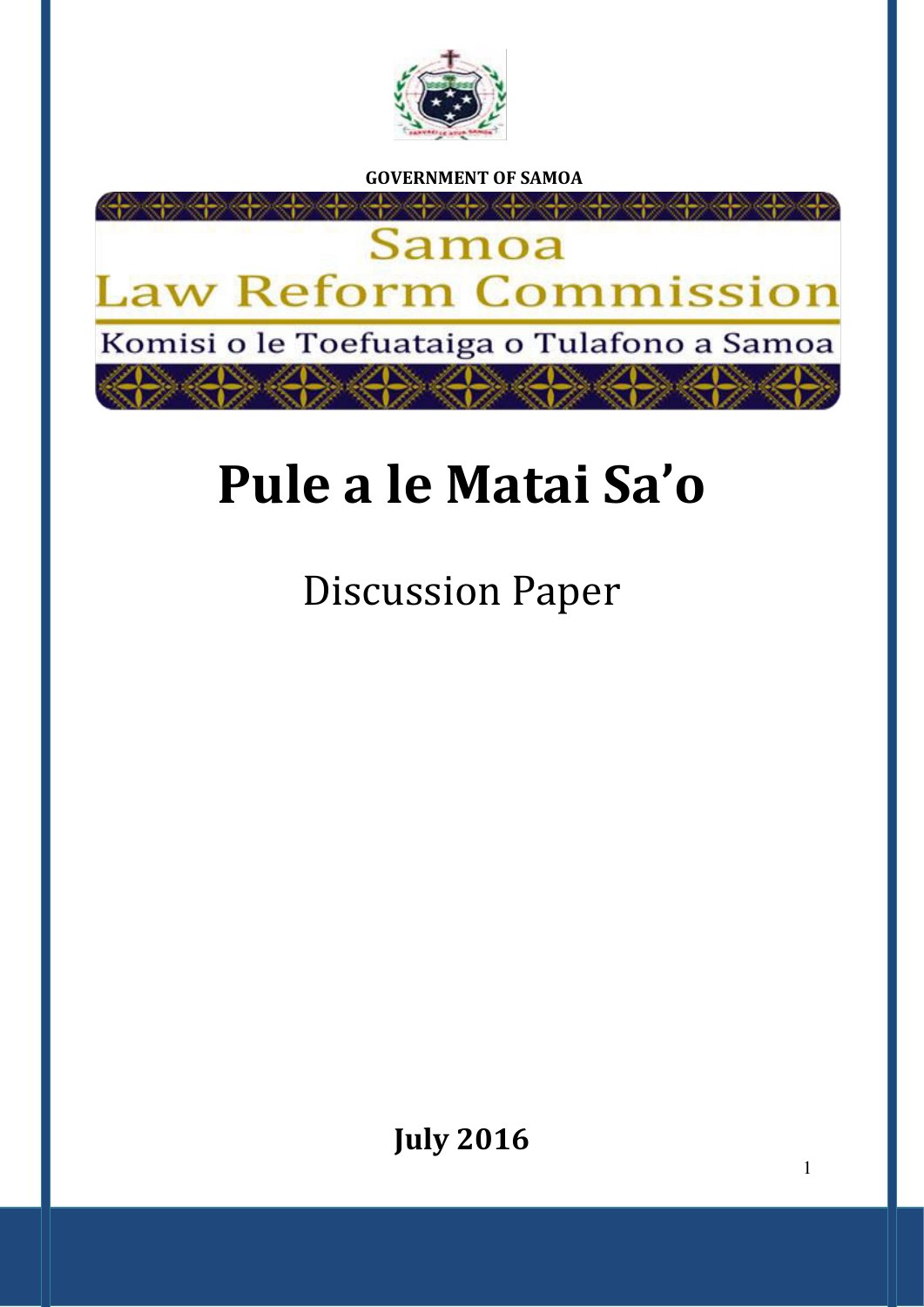GOVERNMENT OF SAMOA

Samoa
Law Reform Commission
Komisi o le Toefuataiga o Tulafono a Samoa

# Pule a le Matai Sa'o

## Discussion Paper

**July 2016**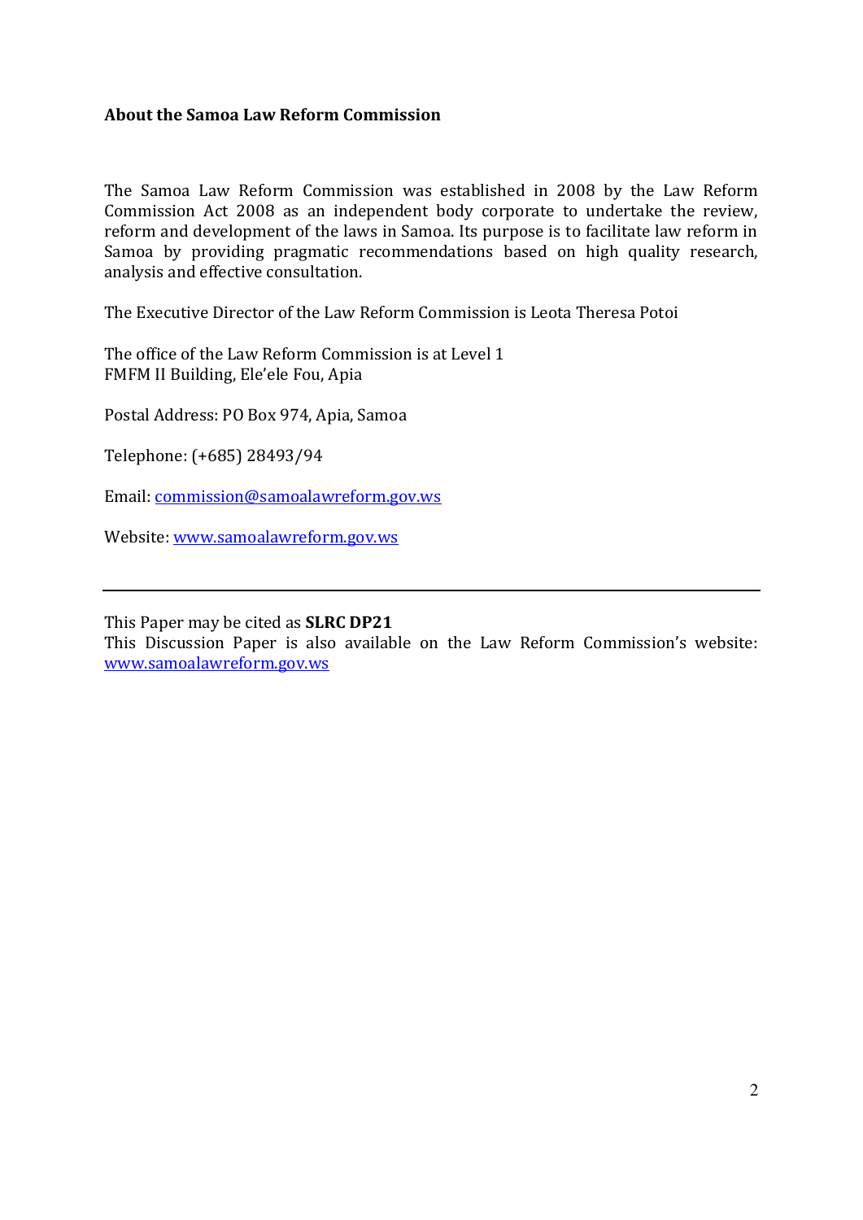**About the Samoa Law Reform Commission**

The Samoa Law Reform Commission was established in 2008 by the Law Reform Commission Act 2008 as an independent body corporate to undertake the review, reform and development of the laws in Samoa. Its purpose is to facilitate law reform in Samoa by providing pragmatic recommendations based on high quality research, analysis and effective consultation.

The Executive Director of the Law Reform Commission is Leota Theresa Potoi

The office of the Law Reform Commission is at Level 1
FMFM II Building, Ele'ele Fou, Apia

Postal Address: PO Box 974, Apia, Samoa

Telephone: (+685) 28493/94

Email: commission@samoalawreform.gov.ws

Website: www.samoalawreform.gov.ws

---

This Paper may be cited as **SLRC DP21**
This Discussion Paper is also available on the Law Reform Commission's website: www.samoalawreform.gov.ws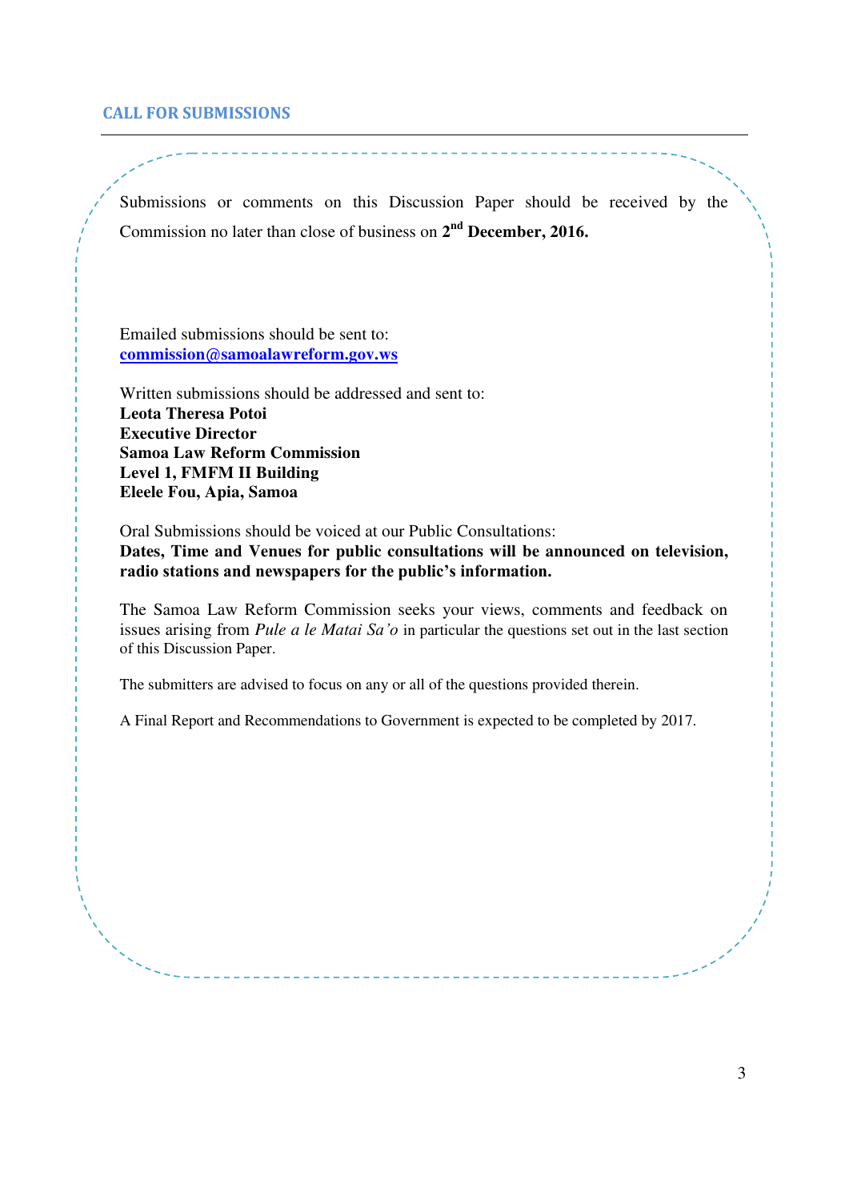## CALL FOR SUBMISSIONS

Submissions or comments on this Discussion Paper should be received by the Commission no later than close of business on **2nd December, 2016.**

Emailed submissions should be sent to:
**commission@samoalawreform.gov.ws**

Written submissions should be addressed and sent to:
**Leota Theresa Potoi**
**Executive Director**
**Samoa Law Reform Commission**
**Level 1, FMFM II Building**
**Eleele Fou, Apia, Samoa**

Oral Submissions should be voiced at our Public Consultations:
**Dates, Time and Venues for public consultations will be announced on television, radio stations and newspapers for the public's information.**

The Samoa Law Reform Commission seeks your views, comments and feedback on issues arising from *Pule a le Matai Sa'o* in particular the questions set out in the last section of this Discussion Paper.

The submitters are advised to focus on any or all of the questions provided therein.

A Final Report and Recommendations to Government is expected to be completed by 2017.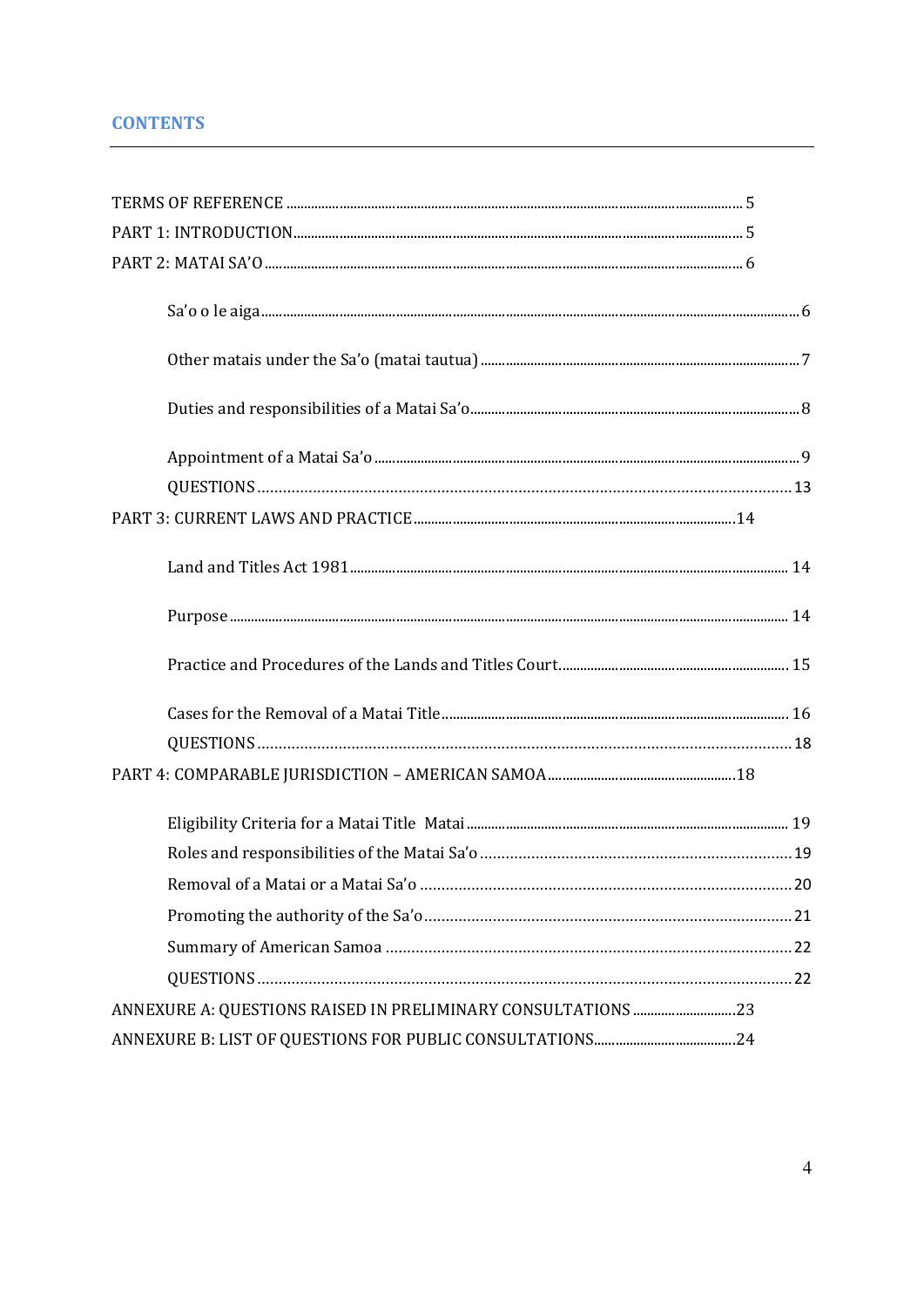## CONTENTS

TERMS OF REFERENCE ........ 5

PART 1: INTRODUCTION ........ 5

PART 2: MATAI SA'O ........ 6

- Sa'o o le aiga ........ 6
- Other matais under the Sa'o (matai tautua) ........ 7
- Duties and responsibilities of a Matai Sa'o ........ 8
- Appointment of a Matai Sa'o ........ 9
- QUESTIONS ........ 13

PART 3: CURRENT LAWS AND PRACTICE ........ 14

- Land and Titles Act 1981 ........ 14
- Purpose ........ 14
- Practice and Procedures of the Lands and Titles Court ........ 15
- Cases for the Removal of a Matai Title ........ 16
- QUESTIONS ........ 18

PART 4: COMPARABLE JURISDICTION – AMERICAN SAMOA ........ 18

- Eligibility Criteria for a Matai Title Matai ........ 19
- Roles and responsibilities of the Matai Sa'o ........ 19
- Removal of a Matai or a Matai Sa'o ........ 20
- Promoting the authority of the Sa'o ........ 21
- Summary of American Samoa ........ 22
- QUESTIONS ........ 22

ANNEXURE A: QUESTIONS RAISED IN PRELIMINARY CONSULTATIONS ........ 23

ANNEXURE B: LIST OF QUESTIONS FOR PUBLIC CONSULTATIONS ........ 24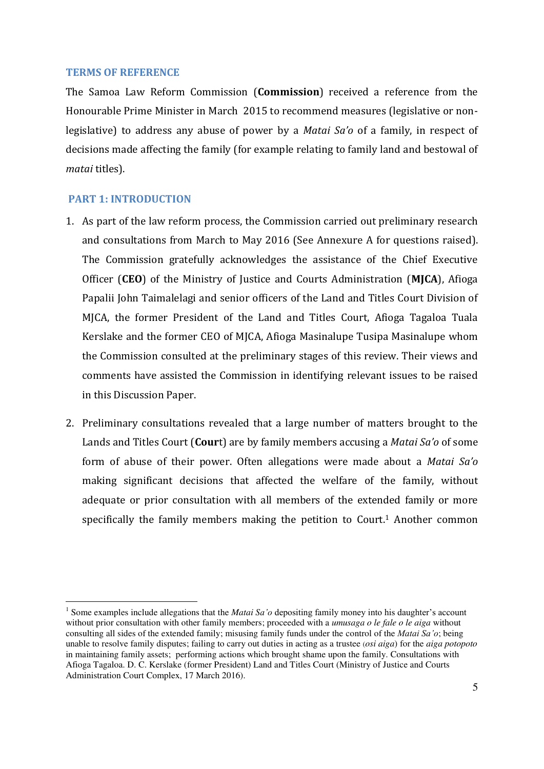## TERMS OF REFERENCE

The Samoa Law Reform Commission (**Commission**) received a reference from the Honourable Prime Minister in March 2015 to recommend measures (legislative or non-legislative) to address any abuse of power by a *Matai Sa'o* of a family, in respect of decisions made affecting the family (for example relating to family land and bestowal of *matai* titles).

## PART 1: INTRODUCTION

1. As part of the law reform process, the Commission carried out preliminary research and consultations from March to May 2016 (See Annexure A for questions raised). The Commission gratefully acknowledges the assistance of the Chief Executive Officer (**CEO**) of the Ministry of Justice and Courts Administration (**MJCA**), Afioga Papalii John Taimalelagi and senior officers of the Land and Titles Court Division of MJCA, the former President of the Land and Titles Court, Afioga Tagaloa Tuala Kerslake and the former CEO of MJCA, Afioga Masinalupe Tusipa Masinalupe whom the Commission consulted at the preliminary stages of this review. Their views and comments have assisted the Commission in identifying relevant issues to be raised in this Discussion Paper.

2. Preliminary consultations revealed that a large number of matters brought to the Lands and Titles Court (**Cour**t) are by family members accusing a *Matai Sa'o* of some form of abuse of their power. Often allegations were made about a *Matai Sa'o* making significant decisions that affected the welfare of the family, without adequate or prior consultation with all members of the extended family or more specifically the family members making the petition to Court.[1] Another common

---

[1] Some examples include allegations that the *Matai Sa'o* depositing family money into his daughter's account without prior consultation with other family members; proceeded with a *umusaga o le fale o le aiga* without consulting all sides of the extended family; misusing family funds under the control of the *Matai Sa'o*; being unable to resolve family disputes; failing to carry out duties in acting as a trustee (*osi aiga*) for the *aiga potopoto* in maintaining family assets; performing actions which brought shame upon the family. Consultations with Afioga Tagaloa. D. C. Kerslake (former President) Land and Titles Court (Ministry of Justice and Courts Administration Court Complex, 17 March 2016).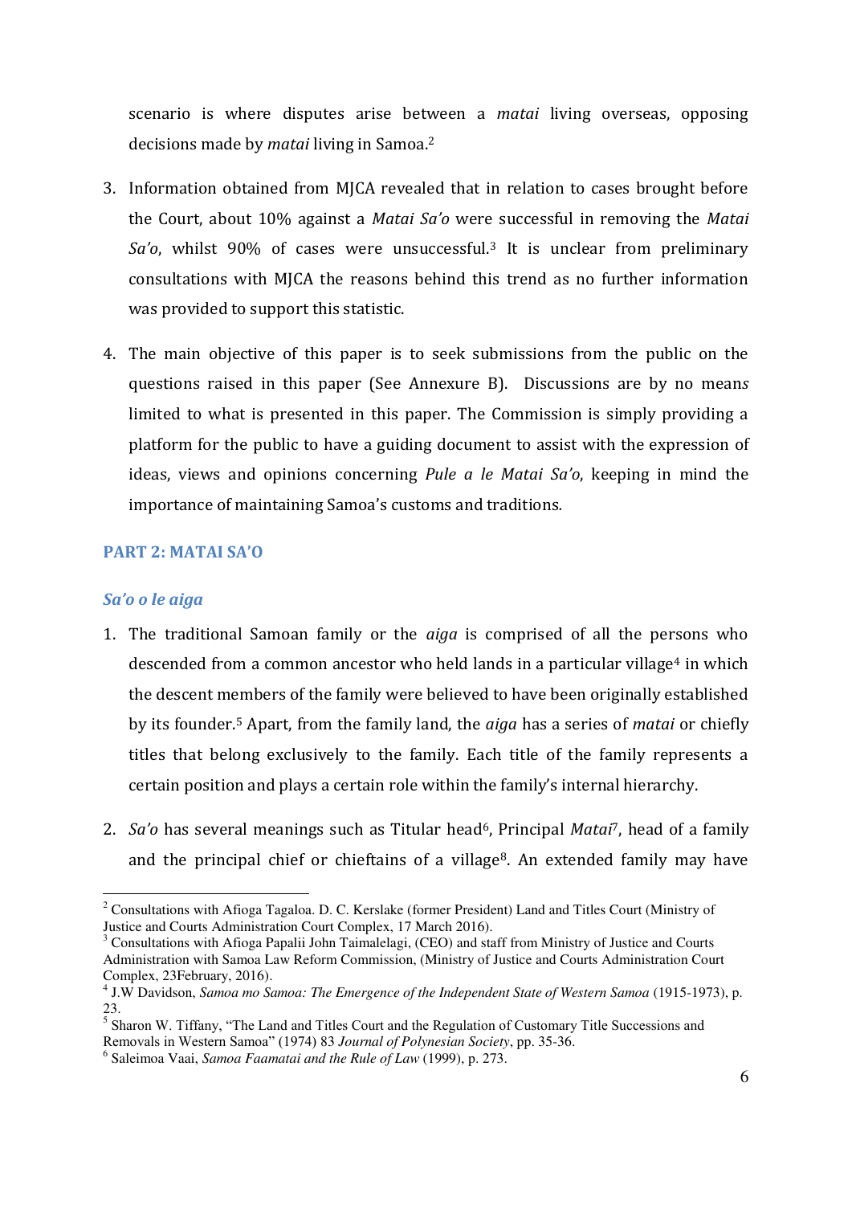scenario is where disputes arise between a *matai* living overseas, opposing decisions made by *matai* living in Samoa.[2]

3. Information obtained from MJCA revealed that in relation to cases brought before the Court, about 10% against a *Matai Sa'o* were successful in removing the *Matai Sa'o*, whilst 90% of cases were unsuccessful.[3] It is unclear from preliminary consultations with MJCA the reasons behind this trend as no further information was provided to support this statistic.

4. The main objective of this paper is to seek submissions from the public on the questions raised in this paper (See Annexure B). Discussions are by no means limited to what is presented in this paper. The Commission is simply providing a platform for the public to have a guiding document to assist with the expression of ideas, views and opinions concerning *Pule a le Matai Sa'o*, keeping in mind the importance of maintaining Samoa's customs and traditions.

## PART 2: MATAI SA'O

### *Sa'o o le aiga*

1. The traditional Samoan family or the *aiga* is comprised of all the persons who descended from a common ancestor who held lands in a particular village[4] in which the descent members of the family were believed to have been originally established by its founder.[5] Apart, from the family land, the *aiga* has a series of *matai* or chiefly titles that belong exclusively to the family. Each title of the family represents a certain position and plays a certain role within the family's internal hierarchy.

2. *Sa'o* has several meanings such as Titular head[6], Principal *Matai*[7], head of a family and the principal chief or chieftains of a village[8]. An extended family may have

---

[2] Consultations with Afioga Tagaloa. D. C. Kerslake (former President) Land and Titles Court (Ministry of Justice and Courts Administration Court Complex, 17 March 2016).

[3] Consultations with Afioga Papalii John Taimalelagi, (CEO) and staff from Ministry of Justice and Courts Administration with Samoa Law Reform Commission, (Ministry of Justice and Courts Administration Court Complex, 23February, 2016).

[4] J.W Davidson, *Samoa mo Samoa: The Emergence of the Independent State of Western Samoa* (1915-1973), p. 23.

[5] Sharon W. Tiffany, "The Land and Titles Court and the Regulation of Customary Title Successions and Removals in Western Samoa" (1974) 83 *Journal of Polynesian Society*, pp. 35-36.

[6] Saleimoa Vaai, *Samoa Faamatai and the Rule of Law* (1999), p. 273.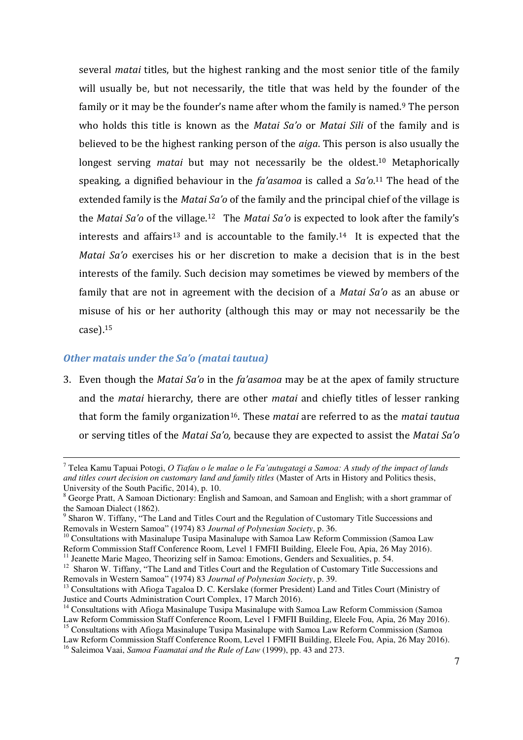several *matai* titles, but the highest ranking and the most senior title of the family will usually be, but not necessarily, the title that was held by the founder of the family or it may be the founder's name after whom the family is named.[9] The person who holds this title is known as the *Matai Sa'o* or *Matai Sili* of the family and is believed to be the highest ranking person of the *aiga*. This person is also usually the longest serving *matai* but may not necessarily be the oldest.[10] Metaphorically speaking, a dignified behaviour in the *fa'asamoa* is called a *Sa'o*.[11] The head of the extended family is the *Matai Sa'o* of the family and the principal chief of the village is the *Matai Sa'o* of the village.[12] The *Matai Sa'o* is expected to look after the family's interests and affairs[13] and is accountable to the family.[14] It is expected that the *Matai Sa'o* exercises his or her discretion to make a decision that is in the best interests of the family. Such decision may sometimes be viewed by members of the family that are not in agreement with the decision of a *Matai Sa'o* as an abuse or misuse of his or her authority (although this may or may not necessarily be the case).[15]

### *Other matais under the Sa'o (matai tautua)*

3. Even though the *Matai Sa'o* in the *fa'asamoa* may be at the apex of family structure and the *matai* hierarchy, there are other *matai* and chiefly titles of lesser ranking that form the family organization[16]. These *matai* are referred to as the *matai tautua* or serving titles of the *Matai Sa'o,* because they are expected to assist the *Matai Sa'o*

---

[7] Telea Kamu Tapuai Potogi, *O Tiafau o le malae o le Fa'autugatagi a Samoa: A study of the impact of lands and titles court decision on customary land and family titles* (Master of Arts in History and Politics thesis, University of the South Pacific, 2014), p. 10.

[8] George Pratt, A Samoan Dictionary: English and Samoan, and Samoan and English; with a short grammar of the Samoan Dialect (1862).

[9] Sharon W. Tiffany, "The Land and Titles Court and the Regulation of Customary Title Successions and Removals in Western Samoa" (1974) 83 *Journal of Polynesian Society*, p. 36.

[10] Consultations with Masinalupe Tusipa Masinalupe with Samoa Law Reform Commission (Samoa Law Reform Commission Staff Conference Room, Level 1 FMFII Building, Eleele Fou, Apia, 26 May 2016).

[11] Jeanette Marie Mageo, Theorizing self in Samoa: Emotions, Genders and Sexualities, p. 54.

[12] Sharon W. Tiffany, "The Land and Titles Court and the Regulation of Customary Title Successions and Removals in Western Samoa" (1974) 83 *Journal of Polynesian Society*, p. 39.

[13] Consultations with Afioga Tagaloa D. C. Kerslake (former President) Land and Titles Court (Ministry of Justice and Courts Administration Court Complex, 17 March 2016).

[14] Consultations with Afioga Masinalupe Tusipa Masinalupe with Samoa Law Reform Commission (Samoa Law Reform Commission Staff Conference Room, Level 1 FMFII Building, Eleele Fou, Apia, 26 May 2016).

[15] Consultations with Afioga Masinalupe Tusipa Masinalupe with Samoa Law Reform Commission (Samoa Law Reform Commission Staff Conference Room, Level 1 FMFII Building, Eleele Fou, Apia, 26 May 2016).

[16] Saleimoa Vaai, *Samoa Faamatai and the Rule of Law* (1999), pp. 43 and 273.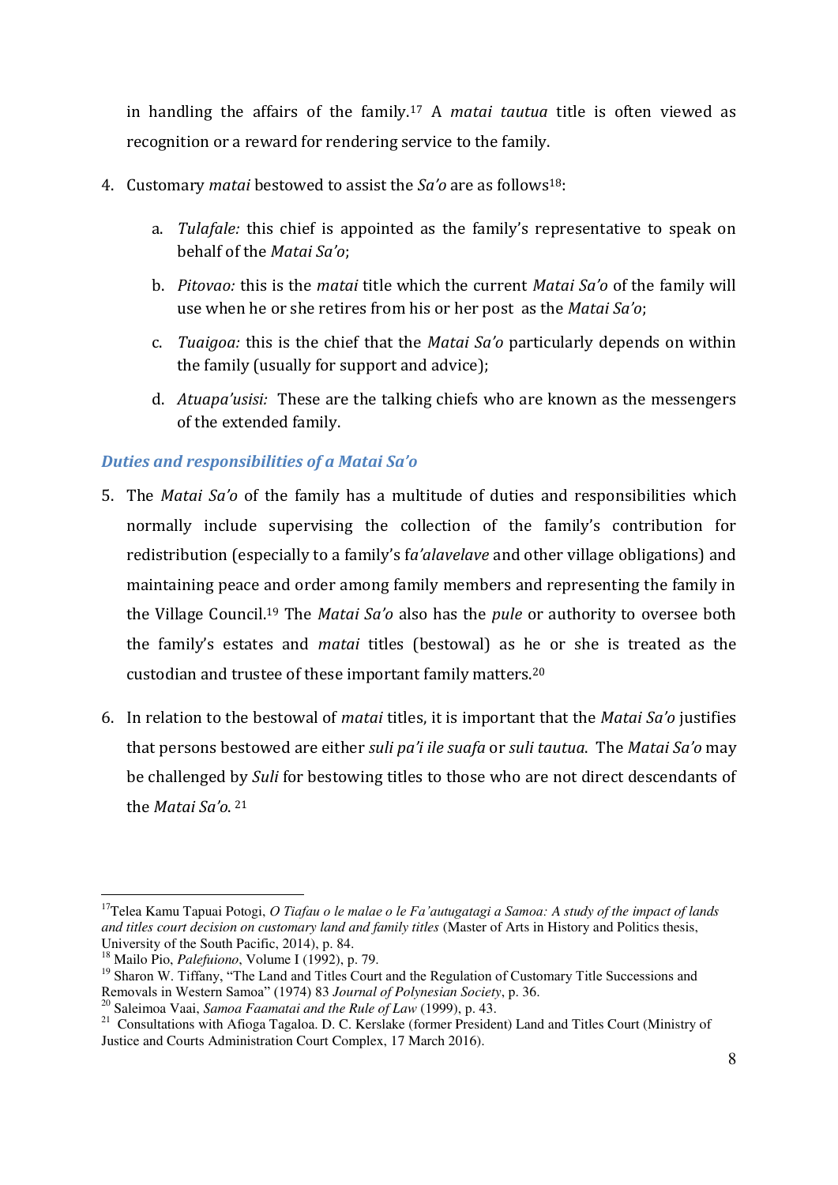in handling the affairs of the family.[17] A *matai tautua* title is often viewed as recognition or a reward for rendering service to the family.

4. Customary *matai* bestowed to assist the *Sa'o* are as follows[18]:

    a. *Tulafale:* this chief is appointed as the family's representative to speak on behalf of the *Matai Sa'o*;

    b. *Pitovao:* this is the *matai* title which the current *Matai Sa'o* of the family will use when he or she retires from his or her post as the *Matai Sa'o*;

    c. *Tuaigoa:* this is the chief that the *Matai Sa'o* particularly depends on within the family (usually for support and advice);

    d. *Atuapa'usisi:* These are the talking chiefs who are known as the messengers of the extended family.

### *Duties and responsibilities of a Matai Sa'o*

5. The *Matai Sa'o* of the family has a multitude of duties and responsibilities which normally include supervising the collection of the family's contribution for redistribution (especially to a family's f*a'alavelave* and other village obligations) and maintaining peace and order among family members and representing the family in the Village Council.[19] The *Matai Sa'o* also has the *pule* or authority to oversee both the family's estates and *matai* titles (bestowal) as he or she is treated as the custodian and trustee of these important family matters.[20]

6. In relation to the bestowal of *matai* titles, it is important that the *Matai Sa'o* justifies that persons bestowed are either *suli pa'i ile suafa* or *suli tautua*. The *Matai Sa'o* may be challenged by *Suli* for bestowing titles to those who are not direct descendants of the *Matai Sa'o*. [21]

---

[17] Telea Kamu Tapuai Potogi, *O Tiafau o le malae o le Fa'autugatagi a Samoa: A study of the impact of lands and titles court decision on customary land and family titles* (Master of Arts in History and Politics thesis, University of the South Pacific, 2014), p. 84.

[18] Mailo Pio, *Palefuiono*, Volume I (1992), p. 79.

[19] Sharon W. Tiffany, "The Land and Titles Court and the Regulation of Customary Title Successions and Removals in Western Samoa" (1974) 83 *Journal of Polynesian Society*, p. 36.

[20] Saleimoa Vaai, *Samoa Faamatai and the Rule of Law* (1999), p. 43.

[21] Consultations with Afioga Tagaloa. D. C. Kerslake (former President) Land and Titles Court (Ministry of Justice and Courts Administration Court Complex, 17 March 2016).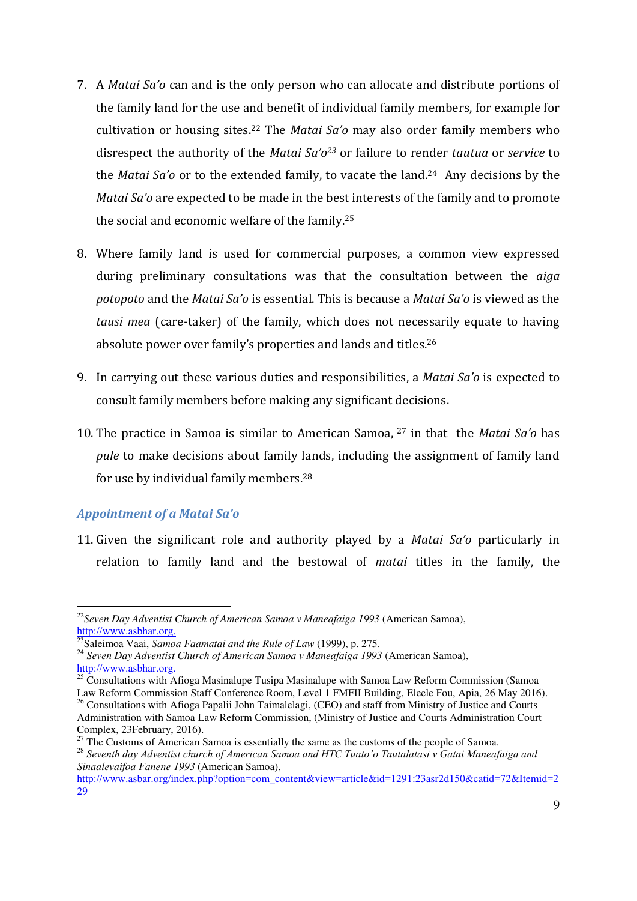7. A *Matai Sa'o* can and is the only person who can allocate and distribute portions of the family land for the use and benefit of individual family members, for example for cultivation or housing sites.[22] The *Matai Sa'o* may also order family members who disrespect the authority of the *Matai Sa'o*[23] or failure to render *tautua* or *service* to the *Matai Sa'o* or to the extended family, to vacate the land.[24] Any decisions by the *Matai Sa'o* are expected to be made in the best interests of the family and to promote the social and economic welfare of the family.[25]

8. Where family land is used for commercial purposes, a common view expressed during preliminary consultations was that the consultation between the *aiga potopoto* and the *Matai Sa'o* is essential. This is because a *Matai Sa'o* is viewed as the *tausi mea* (care-taker) of the family, which does not necessarily equate to having absolute power over family's properties and lands and titles.[26]

9. In carrying out these various duties and responsibilities, a *Matai Sa'o* is expected to consult family members before making any significant decisions.

10. The practice in Samoa is similar to American Samoa, [27] in that the *Matai Sa'o* has *pule* to make decisions about family lands, including the assignment of family land for use by individual family members.[28]

### *Appointment of a Matai Sa'o*

11. Given the significant role and authority played by a *Matai Sa'o* particularly in relation to family land and the bestowal of *matai* titles in the family, the

---

[22] *Seven Day Adventist Church of American Samoa v Maneafaiga 1993* (American Samoa), http://www.asbhar.org.

[23] Saleimoa Vaai, *Samoa Faamatai and the Rule of Law* (1999), p. 275.

[24] *Seven Day Adventist Church of American Samoa v Maneafaiga 1993* (American Samoa), http://www.asbhar.org.

[25] Consultations with Afioga Masinalupe Tusipa Masinalupe with Samoa Law Reform Commission (Samoa Law Reform Commission Staff Conference Room, Level 1 FMFII Building, Eleele Fou, Apia, 26 May 2016).

[26] Consultations with Afioga Papalii John Taimalelagi, (CEO) and staff from Ministry of Justice and Courts Administration with Samoa Law Reform Commission, (Ministry of Justice and Courts Administration Court Complex, 23February, 2016).

[27] The Customs of American Samoa is essentially the same as the customs of the people of Samoa.

[28] *Seventh day Adventist church of American Samoa and HTC Tuato'o Tautalatasi v Gatai Maneafaiga and Sinaalevaifoa Fanene 1993* (American Samoa), http://www.asbar.org/index.php?option=com_content&view=article&id=1291:23asr2d150&catid=72&Itemid=229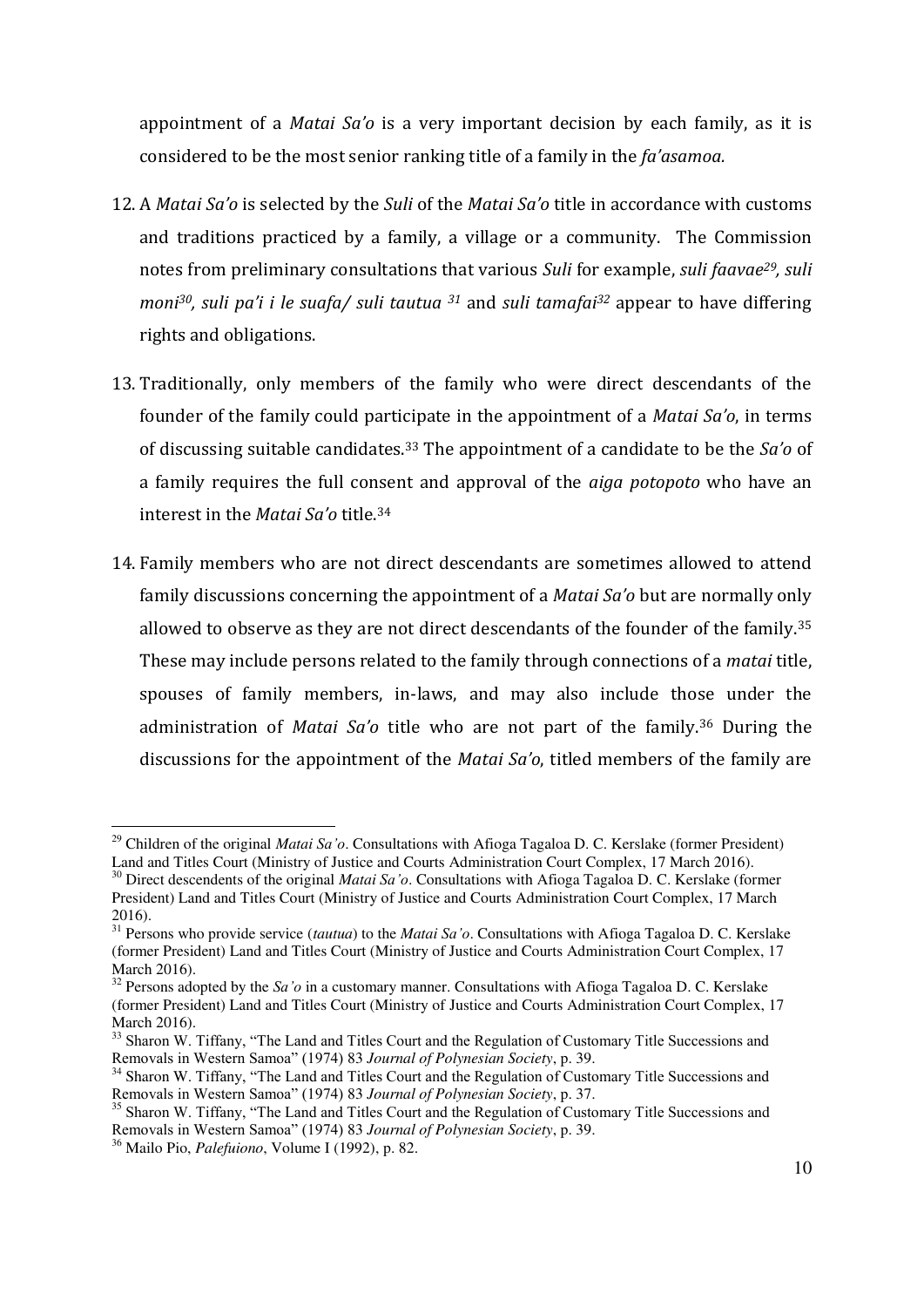appointment of a *Matai Sa'o* is a very important decision by each family, as it is considered to be the most senior ranking title of a family in the *fa'asamoa.*

12. A *Matai Sa'o* is selected by the *Suli* of the *Matai Sa'o* title in accordance with customs and traditions practiced by a family, a village or a community. The Commission notes from preliminary consultations that various *Suli* for example, *suli faavae*[29], *suli moni*[30], *suli pa'i i le suafa/ suli tautua* [31] and *suli tamafai*[32] appear to have differing rights and obligations.

13. Traditionally, only members of the family who were direct descendants of the founder of the family could participate in the appointment of a *Matai Sa'o*, in terms of discussing suitable candidates.[33] The appointment of a candidate to be the *Sa'o* of a family requires the full consent and approval of the *aiga potopoto* who have an interest in the *Matai Sa'o* title.[34]

14. Family members who are not direct descendants are sometimes allowed to attend family discussions concerning the appointment of a *Matai Sa'o* but are normally only allowed to observe as they are not direct descendants of the founder of the family.[35] These may include persons related to the family through connections of a *matai* title, spouses of family members, in-laws, and may also include those under the administration of *Matai Sa'o* title who are not part of the family.[36] During the discussions for the appointment of the *Matai Sa'o*, titled members of the family are

---

[29] Children of the original *Matai Sa'o*. Consultations with Afioga Tagaloa D. C. Kerslake (former President) Land and Titles Court (Ministry of Justice and Courts Administration Court Complex, 17 March 2016).

[30] Direct descendents of the original *Matai Sa'o*. Consultations with Afioga Tagaloa D. C. Kerslake (former President) Land and Titles Court (Ministry of Justice and Courts Administration Court Complex, 17 March 2016).

[31] Persons who provide service (*tautua*) to the *Matai Sa'o*. Consultations with Afioga Tagaloa D. C. Kerslake (former President) Land and Titles Court (Ministry of Justice and Courts Administration Court Complex, 17 March 2016).

[32] Persons adopted by the *Sa'o* in a customary manner. Consultations with Afioga Tagaloa D. C. Kerslake (former President) Land and Titles Court (Ministry of Justice and Courts Administration Court Complex, 17 March 2016).

[33] Sharon W. Tiffany, "The Land and Titles Court and the Regulation of Customary Title Successions and Removals in Western Samoa" (1974) 83 *Journal of Polynesian Society*, p. 39.

[34] Sharon W. Tiffany, "The Land and Titles Court and the Regulation of Customary Title Successions and Removals in Western Samoa" (1974) 83 *Journal of Polynesian Society*, p. 37.

[35] Sharon W. Tiffany, "The Land and Titles Court and the Regulation of Customary Title Successions and Removals in Western Samoa" (1974) 83 *Journal of Polynesian Society*, p. 39.

[36] Mailo Pio, *Palefuiono*, Volume I (1992), p. 82.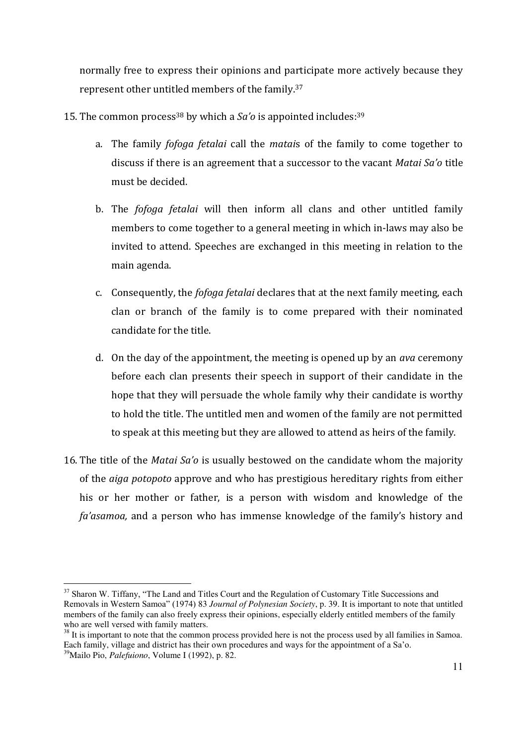normally free to express their opinions and participate more actively because they represent other untitled members of the family.[37]

15. The common process[38] by which a *Sa'o* is appointed includes:[39]

    a. The family *fofoga fetalai* call the *matai*s of the family to come together to discuss if there is an agreement that a successor to the vacant *Matai Sa'o* title must be decided.

    b. The *fofoga fetalai* will then inform all clans and other untitled family members to come together to a general meeting in which in-laws may also be invited to attend. Speeches are exchanged in this meeting in relation to the main agenda.

    c. Consequently, the *fofoga fetalai* declares that at the next family meeting, each clan or branch of the family is to come prepared with their nominated candidate for the title.

    d. On the day of the appointment, the meeting is opened up by an *ava* ceremony before each clan presents their speech in support of their candidate in the hope that they will persuade the whole family why their candidate is worthy to hold the title. The untitled men and women of the family are not permitted to speak at this meeting but they are allowed to attend as heirs of the family.

16. The title of the *Matai Sa'o* is usually bestowed on the candidate whom the majority of the *aiga potopoto* approve and who has prestigious hereditary rights from either his or her mother or father, is a person with wisdom and knowledge of the *fa'asamoa,* and a person who has immense knowledge of the family's history and

---

[37] Sharon W. Tiffany, "The Land and Titles Court and the Regulation of Customary Title Successions and Removals in Western Samoa" (1974) 83 *Journal of Polynesian Society*, p. 39. It is important to note that untitled members of the family can also freely express their opinions, especially elderly entitled members of the family who are well versed with family matters.

[38] It is important to note that the common process provided here is not the process used by all families in Samoa. Each family, village and district has their own procedures and ways for the appointment of a Sa'o.

[39] Mailo Pio, *Palefuiono*, Volume I (1992), p. 82.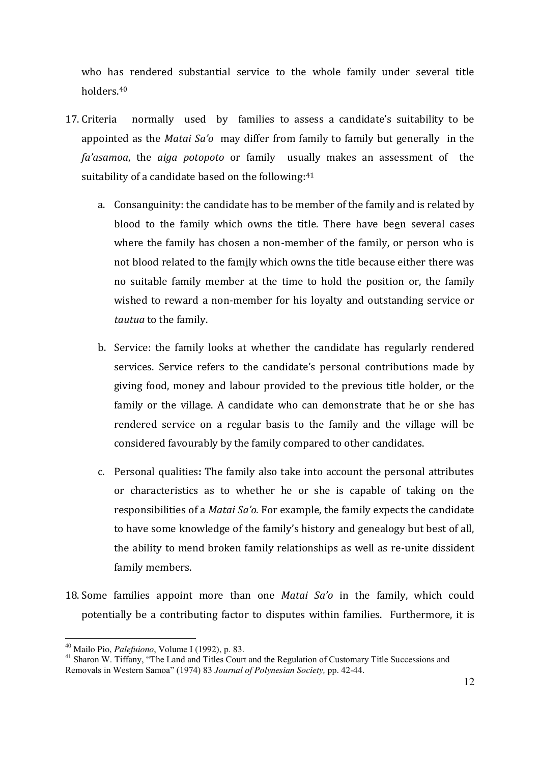who has rendered substantial service to the whole family under several title holders.[40]

17. Criteria normally used by families to assess a candidate's suitability to be appointed as the *Matai Sa'o* may differ from family to family but generally in the *fa'asamoa*, the *aiga potopoto* or family usually makes an assessment of the suitability of a candidate based on the following:[41]

    a. Consanguinity: the candidate has to be member of the family and is related by blood to the family which owns the title. There have been several cases where the family has chosen a non-member of the family, or person who is not blood related to the family which owns the title because either there was no suitable family member at the time to hold the position or, the family wished to reward a non-member for his loyalty and outstanding service or *tautua* to the family.

    b. Service: the family looks at whether the candidate has regularly rendered services. Service refers to the candidate's personal contributions made by giving food, money and labour provided to the previous title holder, or the family or the village. A candidate who can demonstrate that he or she has rendered service on a regular basis to the family and the village will be considered favourably by the family compared to other candidates.

    c. Personal qualities**:** The family also take into account the personal attributes or characteristics as to whether he or she is capable of taking on the responsibilities of a *Matai Sa'o.* For example, the family expects the candidate to have some knowledge of the family's history and genealogy but best of all, the ability to mend broken family relationships as well as re-unite dissident family members.

18. Some families appoint more than one *Matai Sa'o* in the family, which could potentially be a contributing factor to disputes within families. Furthermore, it is

---

[40] Mailo Pio, *Palefuiono*, Volume I (1992), p. 83.

[41] Sharon W. Tiffany, "The Land and Titles Court and the Regulation of Customary Title Successions and Removals in Western Samoa" (1974) 83 *Journal of Polynesian Society,* pp. 42-44.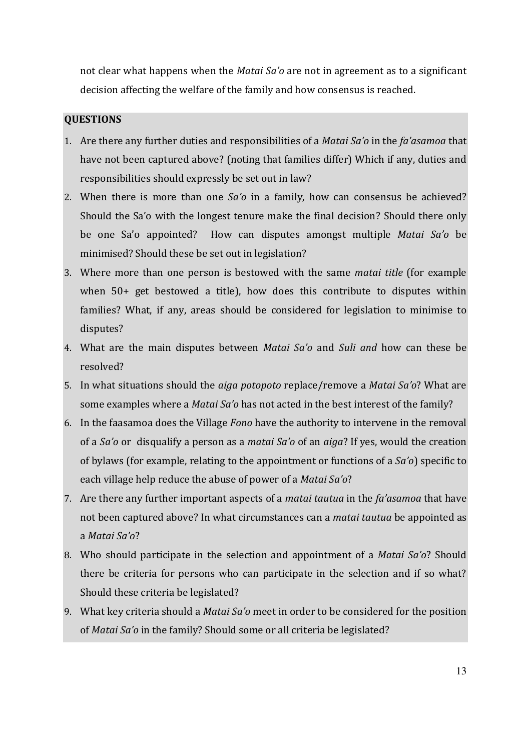not clear what happens when the *Matai Sa'o* are not in agreement as to a significant decision affecting the welfare of the family and how consensus is reached.

**QUESTIONS**

1. Are there any further duties and responsibilities of a *Matai Sa'o* in the *fa'asamoa* that have not been captured above? (noting that families differ) Which if any, duties and responsibilities should expressly be set out in law?
2. When there is more than one *Sa'o* in a family, how can consensus be achieved? Should the Sa'o with the longest tenure make the final decision? Should there only be one Sa'o appointed? How can disputes amongst multiple *Matai Sa'o* be minimised? Should these be set out in legislation?
3. Where more than one person is bestowed with the same *matai title* (for example when 50+ get bestowed a title), how does this contribute to disputes within families? What, if any, areas should be considered for legislation to minimise to disputes?
4. What are the main disputes between *Matai Sa'o* and *Suli and* how can these be resolved?
5. In what situations should the *aiga potopoto* replace/remove a *Matai Sa'o*? What are some examples where a *Matai Sa'o* has not acted in the best interest of the family?
6. In the faasamoa does the Village *Fono* have the authority to intervene in the removal of a *Sa'o* or disqualify a person as a *matai Sa'o* of an *aiga*? If yes, would the creation of bylaws (for example, relating to the appointment or functions of a *Sa'o*) specific to each village help reduce the abuse of power of a *Matai Sa'o*?
7. Are there any further important aspects of a *matai tautua* in the *fa'asamoa* that have not been captured above? In what circumstances can a *matai tautua* be appointed as a *Matai Sa'o*?
8. Who should participate in the selection and appointment of a *Matai Sa'o*? Should there be criteria for persons who can participate in the selection and if so what? Should these criteria be legislated?
9. What key criteria should a *Matai Sa'o* meet in order to be considered for the position of *Matai Sa'o* in the family? Should some or all criteria be legislated?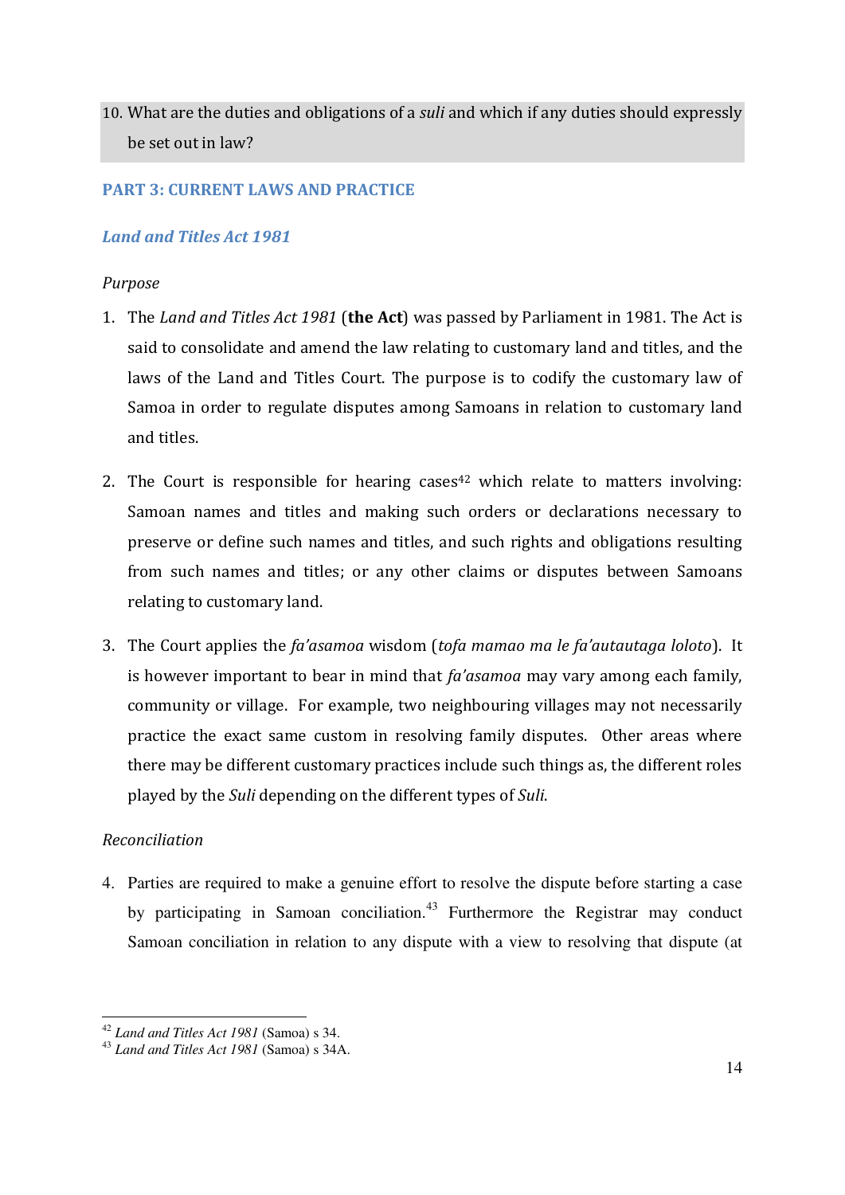10. What are the duties and obligations of a *suli* and which if any duties should expressly be set out in law?

## PART 3: CURRENT LAWS AND PRACTICE

### *Land and Titles Act 1981*

*Purpose*

1. The *Land and Titles Act 1981* (**the Act**) was passed by Parliament in 1981. The Act is said to consolidate and amend the law relating to customary land and titles, and the laws of the Land and Titles Court. The purpose is to codify the customary law of Samoa in order to regulate disputes among Samoans in relation to customary land and titles.

2. The Court is responsible for hearing cases[42] which relate to matters involving: Samoan names and titles and making such orders or declarations necessary to preserve or define such names and titles, and such rights and obligations resulting from such names and titles; or any other claims or disputes between Samoans relating to customary land.

3. The Court applies the *fa'asamoa* wisdom (*tofa mamao ma le fa'autautaga loloto*). It is however important to bear in mind that *fa'asamoa* may vary among each family, community or village. For example, two neighbouring villages may not necessarily practice the exact same custom in resolving family disputes. Other areas where there may be different customary practices include such things as, the different roles played by the *Suli* depending on the different types of *Suli.*

*Reconciliation*

4. Parties are required to make a genuine effort to resolve the dispute before starting a case by participating in Samoan conciliation.[43] Furthermore the Registrar may conduct Samoan conciliation in relation to any dispute with a view to resolving that dispute (at

---

[42] *Land and Titles Act 1981* (Samoa) s 34.
[43] *Land and Titles Act 1981* (Samoa) s 34A.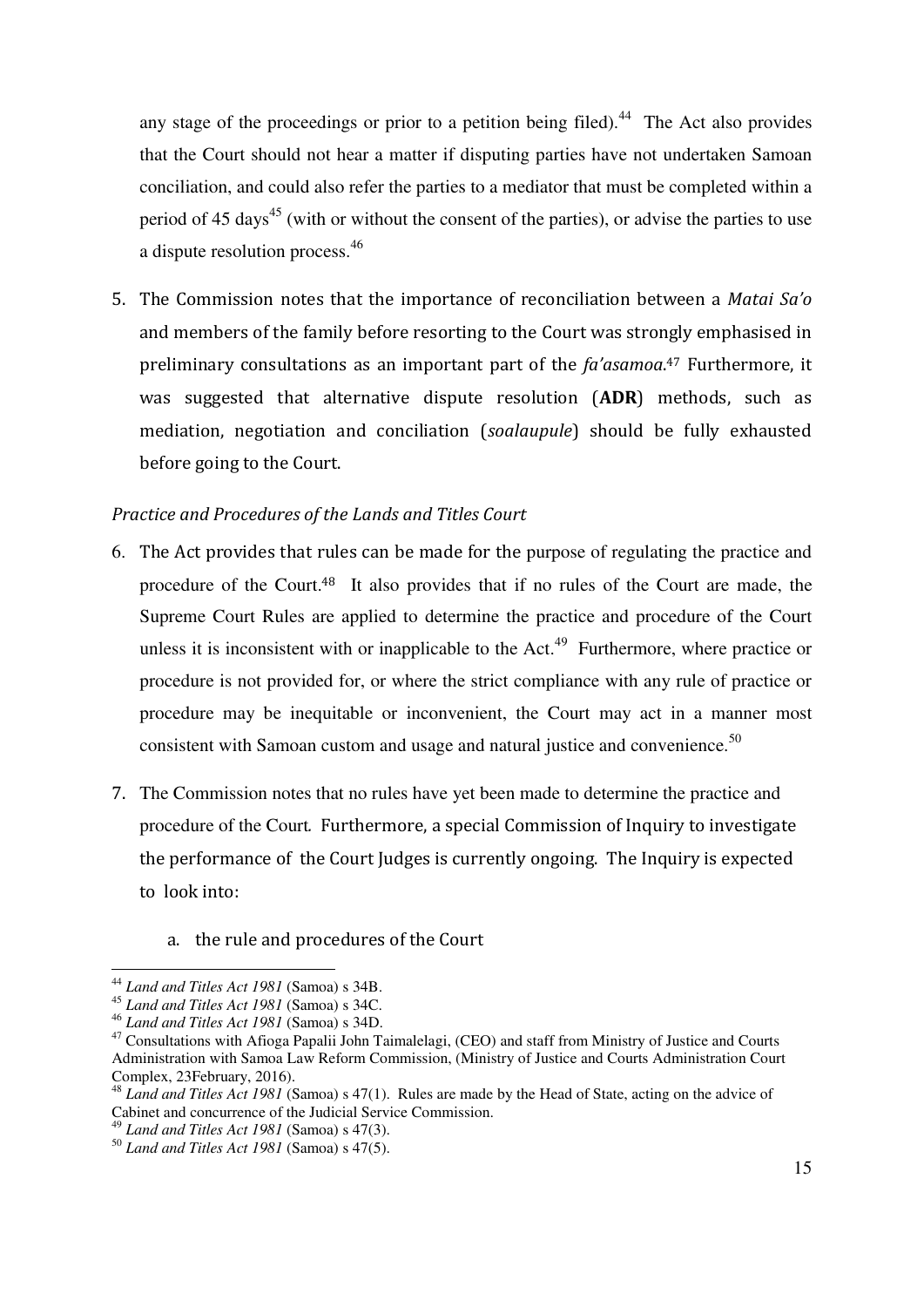any stage of the proceedings or prior to a petition being filed).[44] The Act also provides that the Court should not hear a matter if disputing parties have not undertaken Samoan conciliation, and could also refer the parties to a mediator that must be completed within a period of 45 days[45] (with or without the consent of the parties), or advise the parties to use a dispute resolution process.[46]

5. The Commission notes that the importance of reconciliation between a *Matai Sa'o* and members of the family before resorting to the Court was strongly emphasised in preliminary consultations as an important part of the *fa'asamoa*.[47] Furthermore, it was suggested that alternative dispute resolution (**ADR**) methods, such as mediation, negotiation and conciliation (*soalaupule*) should be fully exhausted before going to the Court.

*Practice and Procedures of the Lands and Titles Court*

6. The Act provides that rules can be made for the purpose of regulating the practice and procedure of the Court.[48] It also provides that if no rules of the Court are made, the Supreme Court Rules are applied to determine the practice and procedure of the Court unless it is inconsistent with or inapplicable to the Act.[49] Furthermore, where practice or procedure is not provided for, or where the strict compliance with any rule of practice or procedure may be inequitable or inconvenient, the Court may act in a manner most consistent with Samoan custom and usage and natural justice and convenience.[50]

7. The Commission notes that no rules have yet been made to determine the practice and procedure of the Court. Furthermore, a special Commission of Inquiry to investigate the performance of the Court Judges is currently ongoing. The Inquiry is expected to look into:

    a. the rule and procedures of the Court

---

[44] *Land and Titles Act 1981* (Samoa) s 34B.

[45] *Land and Titles Act 1981* (Samoa) s 34C.

[46] *Land and Titles Act 1981* (Samoa) s 34D.

[47] Consultations with Afioga Papalii John Taimalelagi, (CEO) and staff from Ministry of Justice and Courts Administration with Samoa Law Reform Commission, (Ministry of Justice and Courts Administration Court Complex, 23February, 2016).

[48] *Land and Titles Act 1981* (Samoa) s 47(1). Rules are made by the Head of State, acting on the advice of Cabinet and concurrence of the Judicial Service Commission.

[49] *Land and Titles Act 1981* (Samoa) s 47(3).

[50] *Land and Titles Act 1981* (Samoa) s 47(5).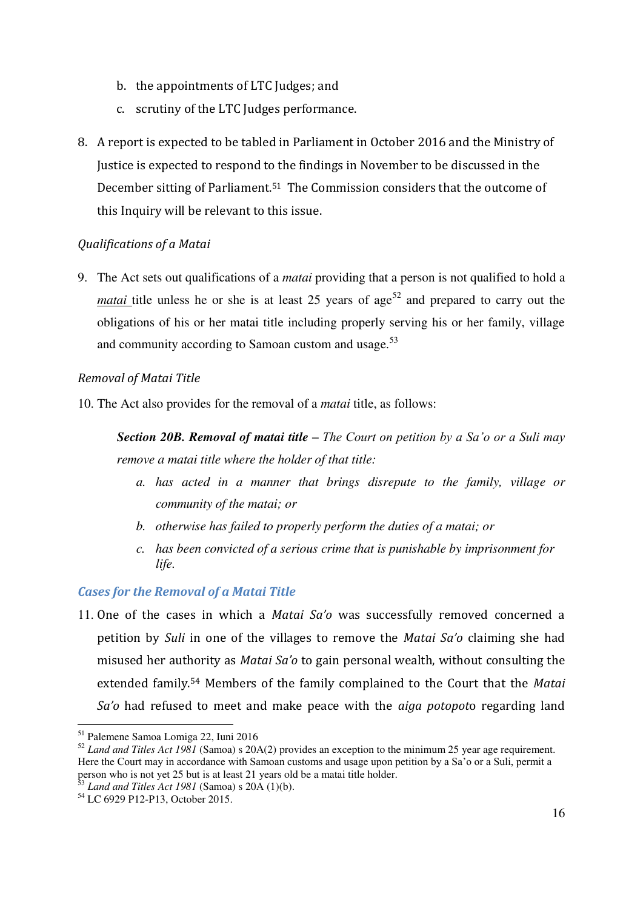b. the appointments of LTC Judges; and
c. scrutiny of the LTC Judges performance.

8. A report is expected to be tabled in Parliament in October 2016 and the Ministry of Justice is expected to respond to the findings in November to be discussed in the December sitting of Parliament.[51] The Commission considers that the outcome of this Inquiry will be relevant to this issue.

*Qualifications of a Matai*

9. The Act sets out qualifications of a *matai* providing that a person is not qualified to hold a *matai* title unless he or she is at least 25 years of age[52] and prepared to carry out the obligations of his or her matai title including properly serving his or her family, village and community according to Samoan custom and usage.[53]

*Removal of Matai Title*

10. The Act also provides for the removal of a *matai* title, as follows:

> ***Section 20B. Removal of matai title*** *– The Court on petition by a Sa'o or a Suli may remove a matai title where the holder of that title:*
>
> *a. has acted in a manner that brings disrepute to the family, village or community of the matai; or*
>
> *b. otherwise has failed to properly perform the duties of a matai; or*
>
> *c. has been convicted of a serious crime that is punishable by imprisonment for life.*

### *Cases for the Removal of a Matai Title*

11. One of the cases in which a *Matai Sa'o* was successfully removed concerned a petition by *Suli* in one of the villages to remove the *Matai Sa'o* claiming she had misused her authority as *Matai Sa'o* to gain personal wealth, without consulting the extended family.[54] Members of the family complained to the Court that the *Matai Sa'o* had refused to meet and make peace with the *aiga potopot*o regarding land

---

[51] Palemene Samoa Lomiga 22, Iuni 2016

[52] *Land and Titles Act 1981* (Samoa) s 20A(2) provides an exception to the minimum 25 year age requirement. Here the Court may in accordance with Samoan customs and usage upon petition by a Sa'o or a Suli, permit a person who is not yet 25 but is at least 21 years old be a matai title holder.

[53] *Land and Titles Act 1981* (Samoa) s 20A (1)(b).

[54] LC 6929 P12-P13, October 2015.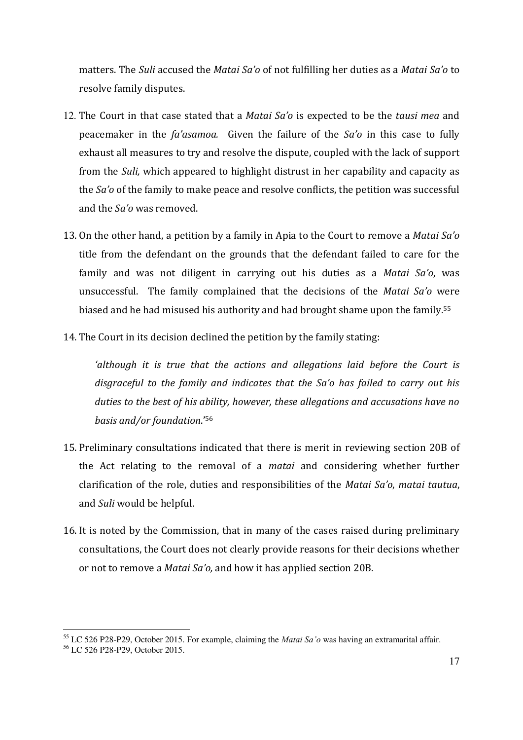matters. The *Suli* accused the *Matai Sa'o* of not fulfilling her duties as a *Matai Sa'o* to resolve family disputes.

12. The Court in that case stated that a *Matai Sa'o* is expected to be the *tausi mea* and peacemaker in the *fa'asamoa.* Given the failure of the *Sa'o* in this case to fully exhaust all measures to try and resolve the dispute, coupled with the lack of support from the *Suli,* which appeared to highlight distrust in her capability and capacity as the *Sa'o* of the family to make peace and resolve conflicts, the petition was successful and the *Sa'o* was removed.

13. On the other hand, a petition by a family in Apia to the Court to remove a *Matai Sa'o* title from the defendant on the grounds that the defendant failed to care for the family and was not diligent in carrying out his duties as a *Matai Sa'o*, was unsuccessful. The family complained that the decisions of the *Matai Sa'o* were biased and he had misused his authority and had brought shame upon the family.[55]

14. The Court in its decision declined the petition by the family stating:

    *'although it is true that the actions and allegations laid before the Court is disgraceful to the family and indicates that the Sa'o has failed to carry out his duties to the best of his ability, however, these allegations and accusations have no basis and/or foundation.*'[56]

15. Preliminary consultations indicated that there is merit in reviewing section 20B of the Act relating to the removal of a *matai* and considering whether further clarification of the role, duties and responsibilities of the *Matai Sa'o*, *matai tautua*, and *Suli* would be helpful.

16. It is noted by the Commission, that in many of the cases raised during preliminary consultations, the Court does not clearly provide reasons for their decisions whether or not to remove a *Matai Sa'o,* and how it has applied section 20B.

---

[55] LC 526 P28-P29, October 2015. For example, claiming the *Matai Sa'o* was having an extramarital affair.

[56] LC 526 P28-P29, October 2015.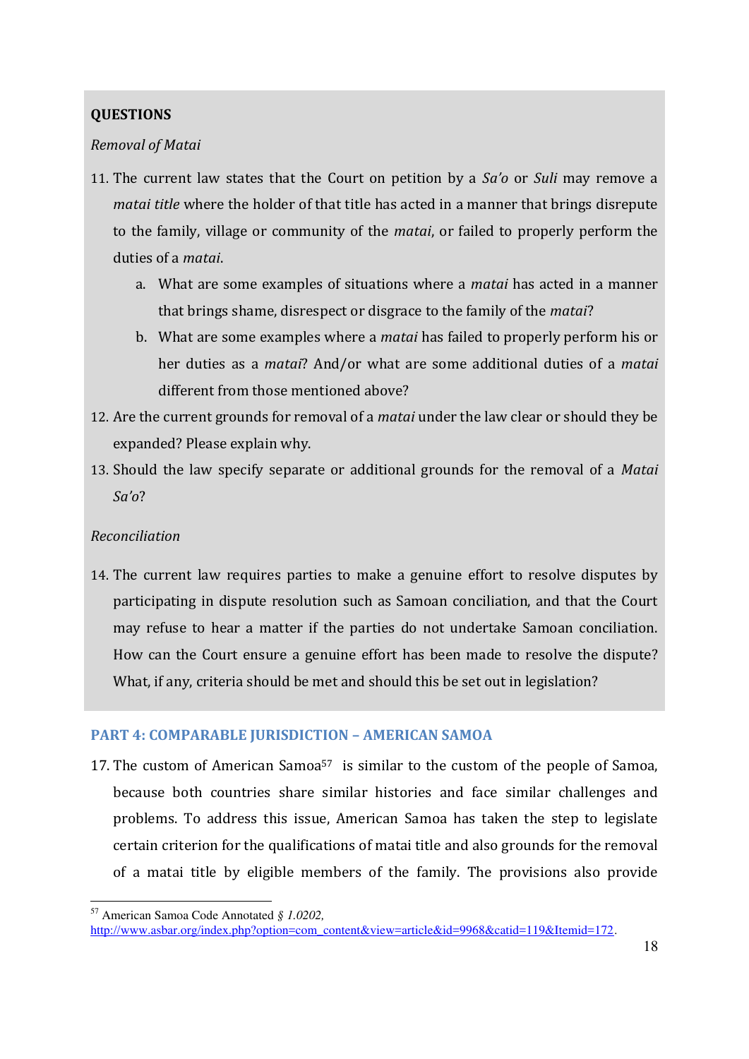**QUESTIONS**

*Removal of Matai*

11. The current law states that the Court on petition by a *Sa'o* or *Suli* may remove a *matai title* where the holder of that title has acted in a manner that brings disrepute to the family, village or community of the *matai*, or failed to properly perform the duties of a *matai*.
    a. What are some examples of situations where a *matai* has acted in a manner that brings shame, disrespect or disgrace to the family of the *matai*?
    b. What are some examples where a *matai* has failed to properly perform his or her duties as a *matai*? And/or what are some additional duties of a *matai* different from those mentioned above?
12. Are the current grounds for removal of a *matai* under the law clear or should they be expanded? Please explain why.
13. Should the law specify separate or additional grounds for the removal of a *Matai Sa'o*?

*Reconciliation*

14. The current law requires parties to make a genuine effort to resolve disputes by participating in dispute resolution such as Samoan conciliation, and that the Court may refuse to hear a matter if the parties do not undertake Samoan conciliation. How can the Court ensure a genuine effort has been made to resolve the dispute? What, if any, criteria should be met and should this be set out in legislation?

## PART 4: COMPARABLE JURISDICTION – AMERICAN SAMOA

17. The custom of American Samoa[57] is similar to the custom of the people of Samoa, because both countries share similar histories and face similar challenges and problems. To address this issue, American Samoa has taken the step to legislate certain criterion for the qualifications of matai title and also grounds for the removal of a matai title by eligible members of the family. The provisions also provide

---

[57] American Samoa Code Annotated *§ 1.0202*, http://www.asbar.org/index.php?option=com_content&view=article&id=9968&catid=119&Itemid=172.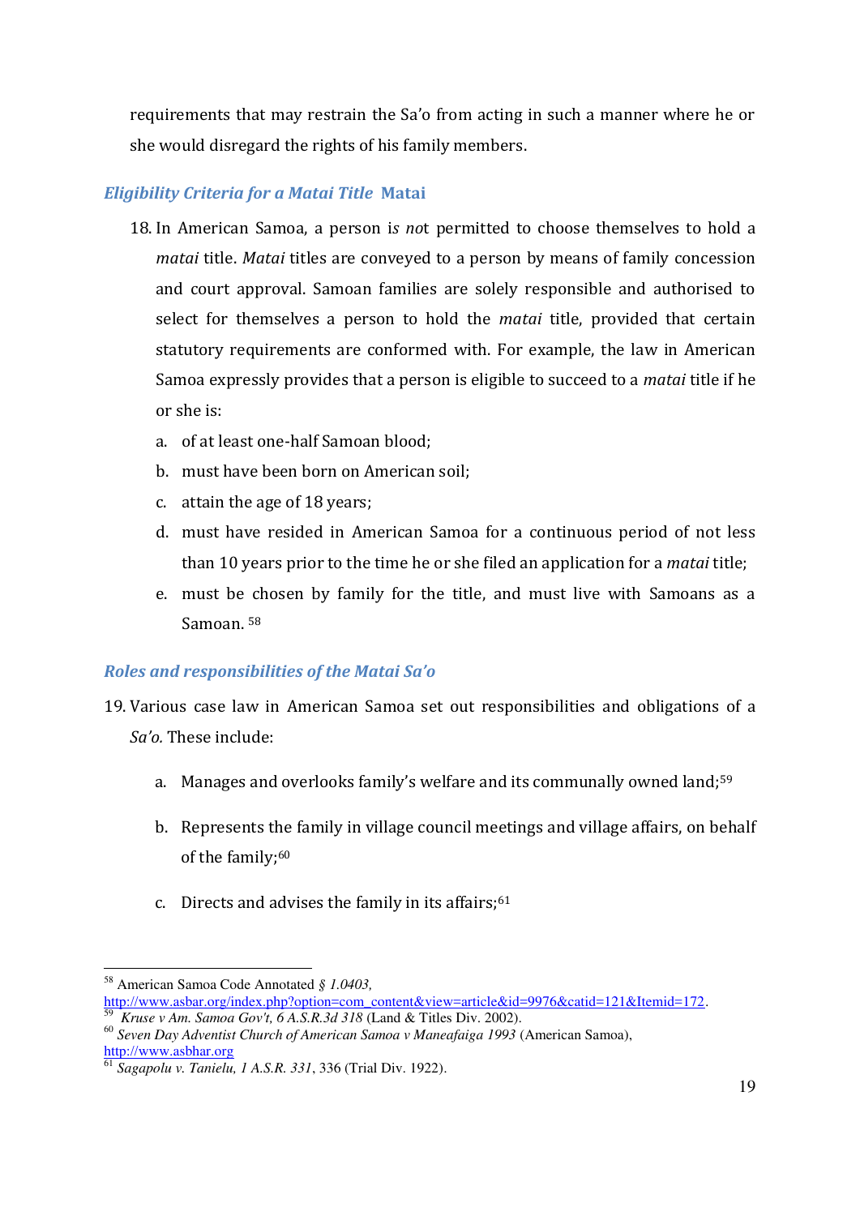requirements that may restrain the Sa'o from acting in such a manner where he or she would disregard the rights of his family members.

### *Eligibility Criteria for a Matai Title* **Matai**

18. In American Samoa, a person i*s no*t permitted to choose themselves to hold a *matai* title. *Matai* titles are conveyed to a person by means of family concession and court approval. Samoan families are solely responsible and authorised to select for themselves a person to hold the *matai* title, provided that certain statutory requirements are conformed with. For example, the law in American Samoa expressly provides that a person is eligible to succeed to a *matai* title if he or she is:

    a. of at least one-half Samoan blood;

    b. must have been born on American soil;

    c. attain the age of 18 years;

    d. must have resided in American Samoa for a continuous period of not less than 10 years prior to the time he or she filed an application for a *matai* title;

    e. must be chosen by family for the title, and must live with Samoans as a Samoan. [58]

### *Roles and responsibilities of the Matai Sa'o*

19. Various case law in American Samoa set out responsibilities and obligations of a *Sa'o.* These include:

    a. Manages and overlooks family's welfare and its communally owned land;[59]

    b. Represents the family in village council meetings and village affairs, on behalf of the family;[60]

    c. Directs and advises the family in its affairs;[61]

---

[58] American Samoa Code Annotated *§ 1.0403*, http://www.asbar.org/index.php?option=com_content&view=article&id=9976&catid=121&Itemid=172.

[59] *Kruse v Am. Samoa Gov't, 6 A.S.R.3d 318* (Land & Titles Div. 2002).

[60] *Seven Day Adventist Church of American Samoa v Maneafaiga 1993* (American Samoa), http://www.asbhar.org

[61] *Sagapolu v. Tanielu, 1 A.S.R. 331*, 336 (Trial Div. 1922).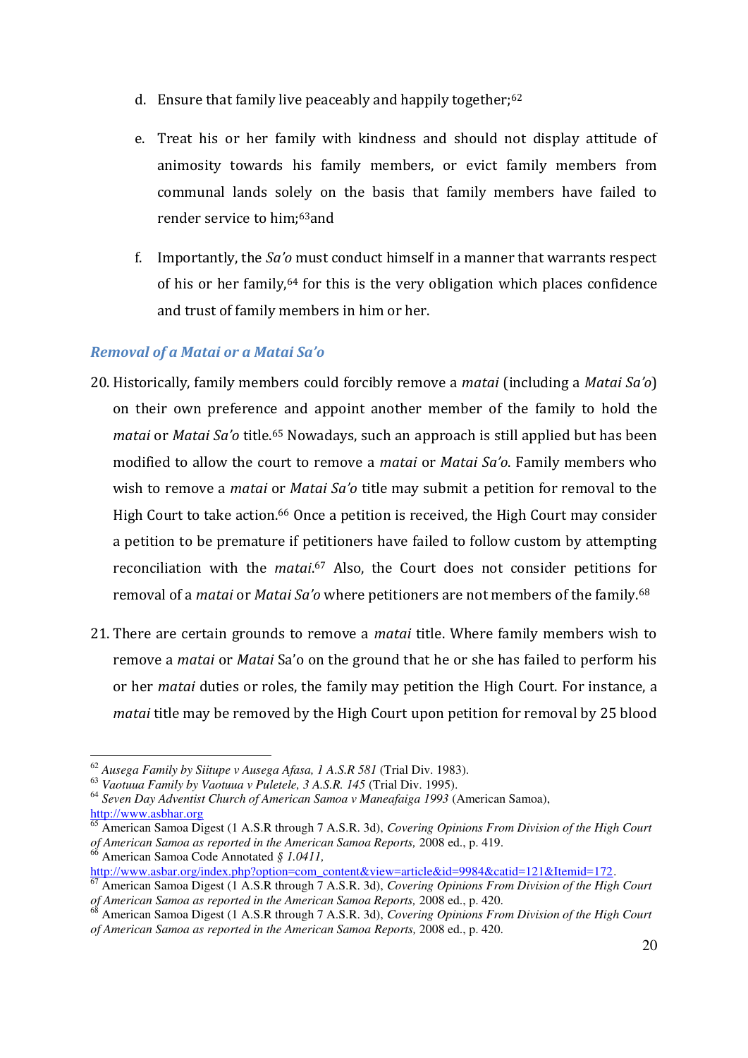d. Ensure that family live peaceably and happily together;[62]

e. Treat his or her family with kindness and should not display attitude of animosity towards his family members, or evict family members from communal lands solely on the basis that family members have failed to render service to him;[63]and

f. Importantly, the *Sa'o* must conduct himself in a manner that warrants respect of his or her family,[64] for this is the very obligation which places confidence and trust of family members in him or her.

### *Removal of a Matai or a Matai Sa'o*

20. Historically, family members could forcibly remove a *matai* (including a *Matai Sa'o*) on their own preference and appoint another member of the family to hold the *matai* or *Matai Sa'o* title.[65] Nowadays, such an approach is still applied but has been modified to allow the court to remove a *matai* or *Matai Sa'o*. Family members who wish to remove a *matai* or *Matai Sa'o* title may submit a petition for removal to the High Court to take action.[66] Once a petition is received, the High Court may consider a petition to be premature if petitioners have failed to follow custom by attempting reconciliation with the *matai*.[67] Also, the Court does not consider petitions for removal of a *matai* or *Matai Sa'o* where petitioners are not members of the family.[68]

21. There are certain grounds to remove a *matai* title. Where family members wish to remove a *matai* or *Matai* Sa'o on the ground that he or she has failed to perform his or her *matai* duties or roles, the family may petition the High Court. For instance, a *matai* title may be removed by the High Court upon petition for removal by 25 blood

---

[62] *Ausega Family by Siitupe v Ausega Afasa, 1 A.S.R 581* (Trial Div. 1983).

[63] *Vaotuua Family by Vaotuua v Puletele, 3 A.S.R. 145* (Trial Div. 1995).

[64] *Seven Day Adventist Church of American Samoa v Maneafaiga 1993* (American Samoa), http://www.asbhar.org

[65] American Samoa Digest (1 A.S.R through 7 A.S.R. 3d), *Covering Opinions From Division of the High Court of American Samoa as reported in the American Samoa Reports,* 2008 ed., p. 419.

[66] American Samoa Code Annotated *§ 1.0411,* http://www.asbar.org/index.php?option=com_content&view=article&id=9984&catid=121&Itemid=172.

[67] American Samoa Digest (1 A.S.R through 7 A.S.R. 3d), *Covering Opinions From Division of the High Court of American Samoa as reported in the American Samoa Reports,* 2008 ed., p. 420.

[68] American Samoa Digest (1 A.S.R through 7 A.S.R. 3d), *Covering Opinions From Division of the High Court of American Samoa as reported in the American Samoa Reports,* 2008 ed., p. 420.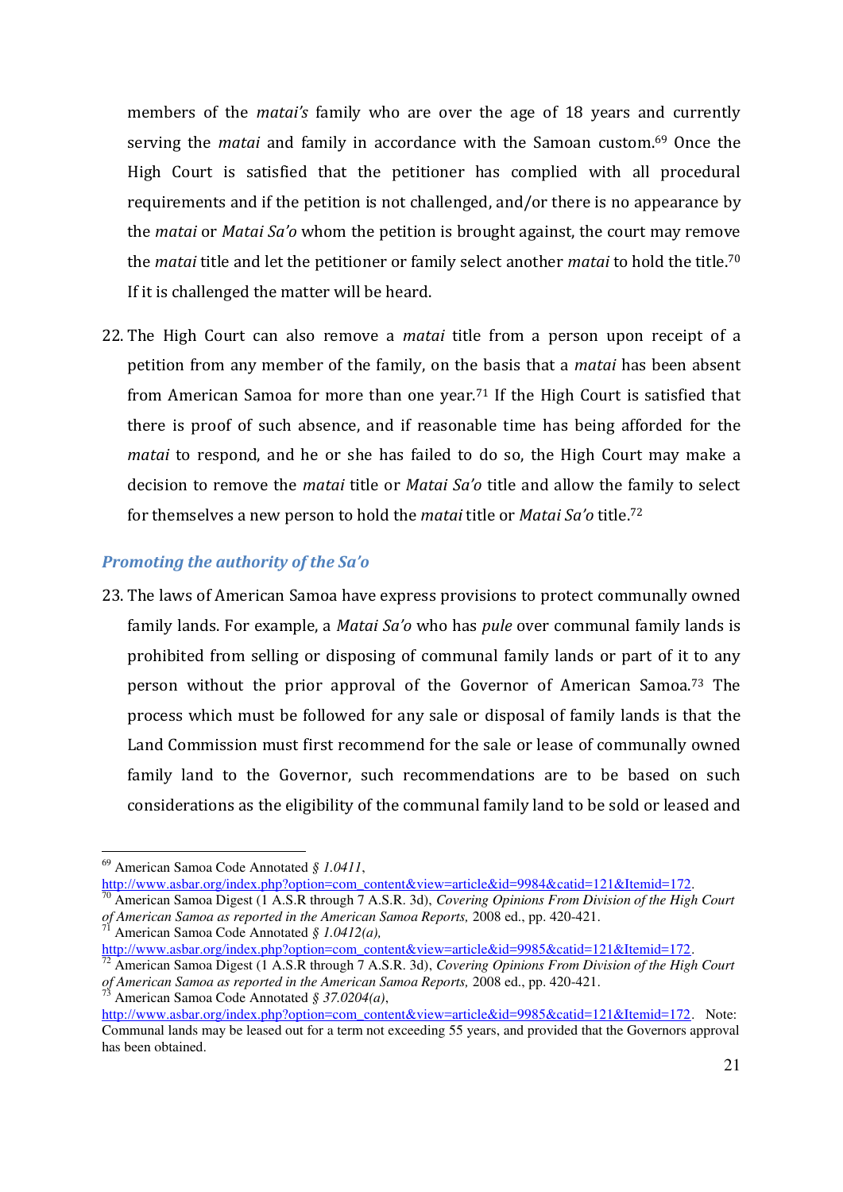members of the *matai's* family who are over the age of 18 years and currently serving the *matai* and family in accordance with the Samoan custom.[69] Once the High Court is satisfied that the petitioner has complied with all procedural requirements and if the petition is not challenged, and/or there is no appearance by the *matai* or *Matai Sa'o* whom the petition is brought against, the court may remove the *matai* title and let the petitioner or family select another *matai* to hold the title.[70] If it is challenged the matter will be heard.

22. The High Court can also remove a *matai* title from a person upon receipt of a petition from any member of the family, on the basis that a *matai* has been absent from American Samoa for more than one year.[71] If the High Court is satisfied that there is proof of such absence, and if reasonable time has being afforded for the *matai* to respond, and he or she has failed to do so, the High Court may make a decision to remove the *matai* title or *Matai Sa'o* title and allow the family to select for themselves a new person to hold the *matai* title or *Matai Sa'o* title.[72]

### *Promoting the authority of the Sa'o*

23. The laws of American Samoa have express provisions to protect communally owned family lands. For example, a *Matai Sa'o* who has *pule* over communal family lands is prohibited from selling or disposing of communal family lands or part of it to any person without the prior approval of the Governor of American Samoa.[73] The process which must be followed for any sale or disposal of family lands is that the Land Commission must first recommend for the sale or lease of communally owned family land to the Governor, such recommendations are to be based on such considerations as the eligibility of the communal family land to be sold or leased and

---

[69] American Samoa Code Annotated *§ 1.0411*, http://www.asbar.org/index.php?option=com_content&view=article&id=9984&catid=121&Itemid=172.

[70] American Samoa Digest (1 A.S.R through 7 A.S.R. 3d), *Covering Opinions From Division of the High Court of American Samoa as reported in the American Samoa Reports,* 2008 ed., pp. 420-421.

[71] American Samoa Code Annotated *§ 1.0412(a),* http://www.asbar.org/index.php?option=com_content&view=article&id=9985&catid=121&Itemid=172.

[72] American Samoa Digest (1 A.S.R through 7 A.S.R. 3d), *Covering Opinions From Division of the High Court of American Samoa as reported in the American Samoa Reports,* 2008 ed., pp. 420-421.

[73] American Samoa Code Annotated *§ 37.0204(a)*, http://www.asbar.org/index.php?option=com_content&view=article&id=9985&catid=121&Itemid=172. Note: Communal lands may be leased out for a term not exceeding 55 years, and provided that the Governors approval has been obtained.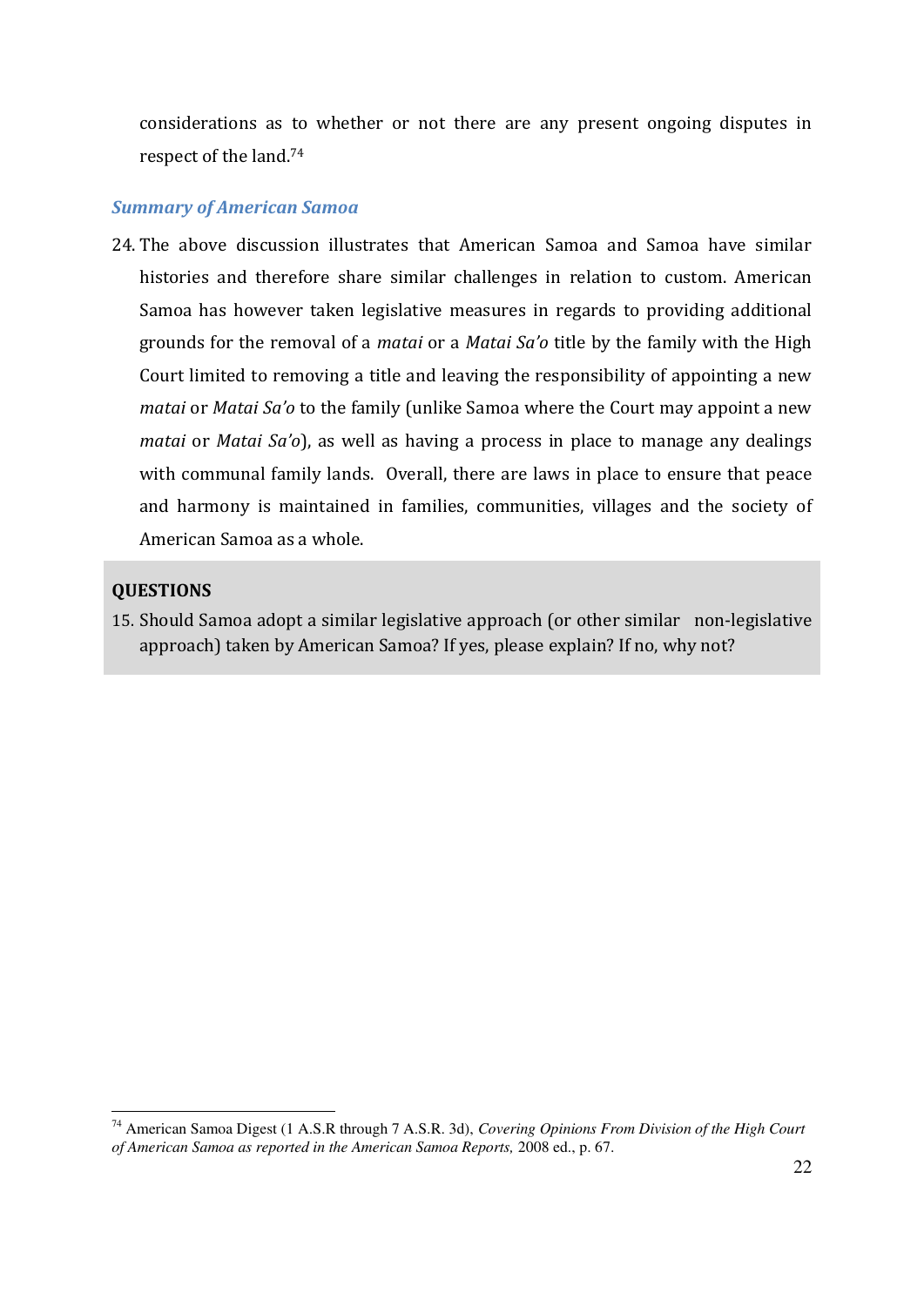considerations as to whether or not there are any present ongoing disputes in respect of the land.[74]

### *Summary of American Samoa*

24. The above discussion illustrates that American Samoa and Samoa have similar histories and therefore share similar challenges in relation to custom. American Samoa has however taken legislative measures in regards to providing additional grounds for the removal of a *matai* or a *Matai Sa'o* title by the family with the High Court limited to removing a title and leaving the responsibility of appointing a new *matai* or *Matai Sa'o* to the family (unlike Samoa where the Court may appoint a new *matai* or *Matai Sa'o*), as well as having a process in place to manage any dealings with communal family lands. Overall, there are laws in place to ensure that peace and harmony is maintained in families, communities, villages and the society of American Samoa as a whole.

**QUESTIONS**

15. Should Samoa adopt a similar legislative approach (or other similar non-legislative approach) taken by American Samoa? If yes, please explain? If no, why not?

---

[74] American Samoa Digest (1 A.S.R through 7 A.S.R. 3d), *Covering Opinions From Division of the High Court of American Samoa as reported in the American Samoa Reports,* 2008 ed., p. 67.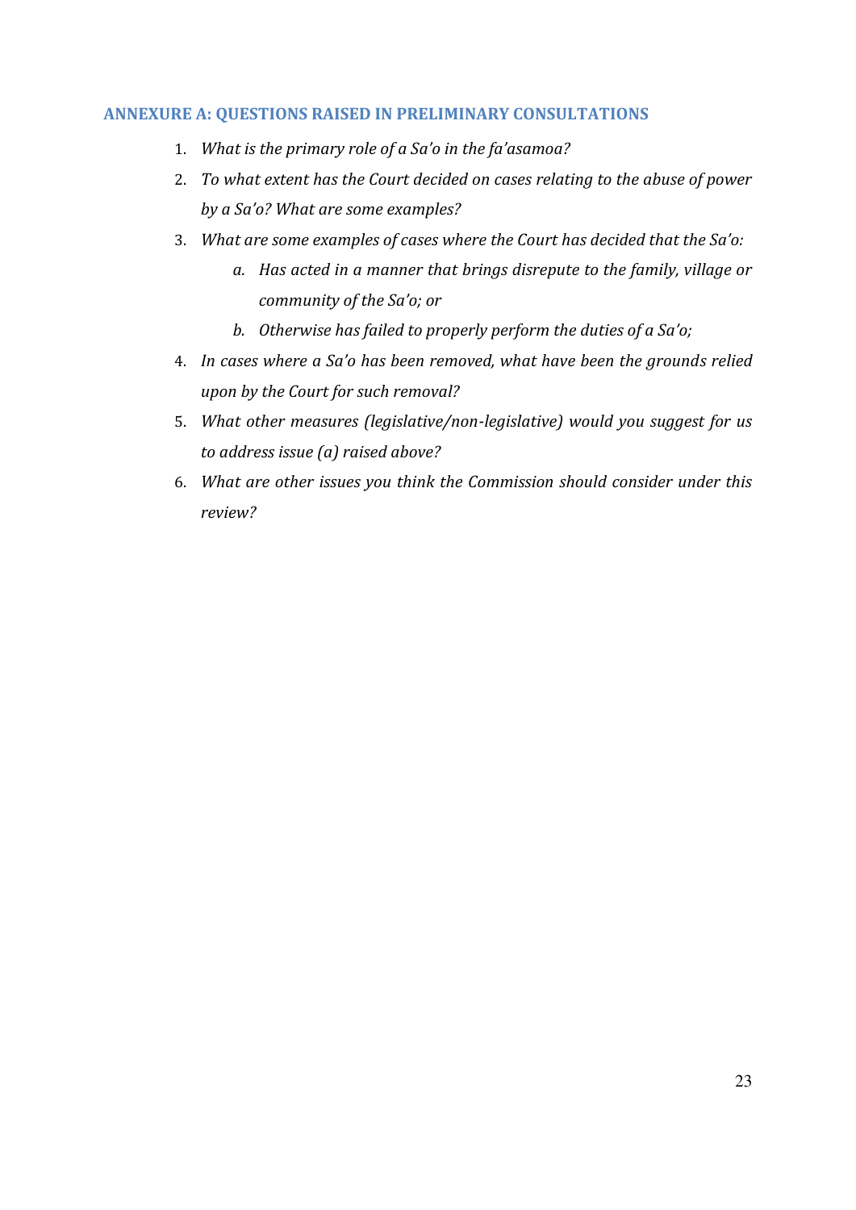## ANNEXURE A: QUESTIONS RAISED IN PRELIMINARY CONSULTATIONS

1. *What is the primary role of a Sa'o in the fa'asamoa?*
2. *To what extent has the Court decided on cases relating to the abuse of power by a Sa'o? What are some examples?*
3. *What are some examples of cases where the Court has decided that the Sa'o:*
    a. *Has acted in a manner that brings disrepute to the family, village or community of the Sa'o; or*
    b. *Otherwise has failed to properly perform the duties of a Sa'o;*
4. *In cases where a Sa'o has been removed, what have been the grounds relied upon by the Court for such removal?*
5. *What other measures (legislative/non-legislative) would you suggest for us to address issue (a) raised above?*
6. *What are other issues you think the Commission should consider under this review?*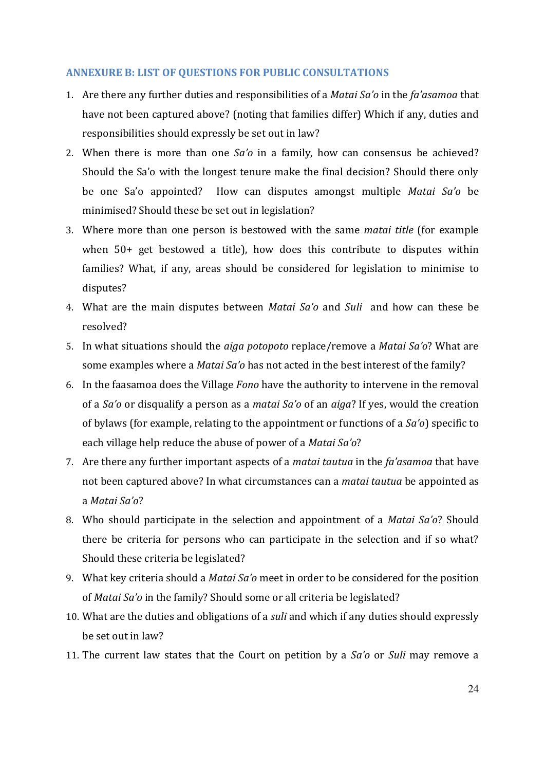### ANNEXURE B: LIST OF QUESTIONS FOR PUBLIC CONSULTATIONS

1. Are there any further duties and responsibilities of a *Matai Sa'o* in the *fa'asamoa* that have not been captured above? (noting that families differ) Which if any, duties and responsibilities should expressly be set out in law?
2. When there is more than one *Sa'o* in a family, how can consensus be achieved? Should the Sa'o with the longest tenure make the final decision? Should there only be one Sa'o appointed? How can disputes amongst multiple *Matai Sa'o* be minimised? Should these be set out in legislation?
3. Where more than one person is bestowed with the same *matai title* (for example when 50+ get bestowed a title), how does this contribute to disputes within families? What, if any, areas should be considered for legislation to minimise to disputes?
4. What are the main disputes between *Matai Sa'o* and *Suli* and how can these be resolved?
5. In what situations should the *aiga potopoto* replace/remove a *Matai Sa'o*? What are some examples where a *Matai Sa'o* has not acted in the best interest of the family?
6. In the faasamoa does the Village *Fono* have the authority to intervene in the removal of a *Sa'o* or disqualify a person as a *matai Sa'o* of an *aiga*? If yes, would the creation of bylaws (for example, relating to the appointment or functions of a *Sa'o*) specific to each village help reduce the abuse of power of a *Matai Sa'o*?
7. Are there any further important aspects of a *matai tautua* in the *fa'asamoa* that have not been captured above? In what circumstances can a *matai tautua* be appointed as a *Matai Sa'o*?
8. Who should participate in the selection and appointment of a *Matai Sa'o*? Should there be criteria for persons who can participate in the selection and if so what? Should these criteria be legislated?
9. What key criteria should a *Matai Sa'o* meet in order to be considered for the position of *Matai Sa'o* in the family? Should some or all criteria be legislated?
10. What are the duties and obligations of a *suli* and which if any duties should expressly be set out in law?
11. The current law states that the Court on petition by a *Sa'o* or *Suli* may remove a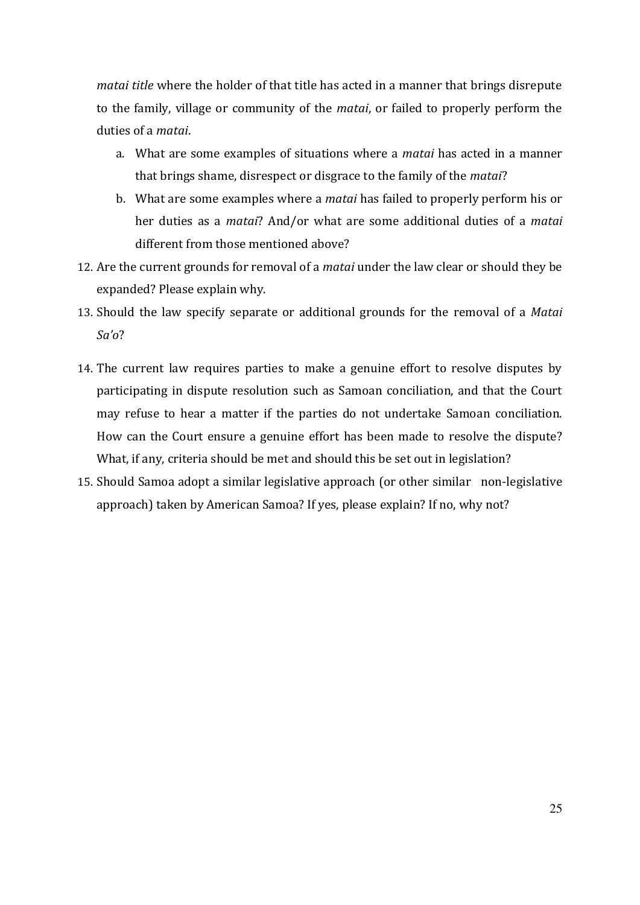*matai title* where the holder of that title has acted in a manner that brings disrepute to the family, village or community of the *matai*, or failed to properly perform the duties of a *matai*.

   a. What are some examples of situations where a *matai* has acted in a manner that brings shame, disrespect or disgrace to the family of the *matai*?

   b. What are some examples where a *matai* has failed to properly perform his or her duties as a *matai*? And/or what are some additional duties of a *matai* different from those mentioned above?

12. Are the current grounds for removal of a *matai* under the law clear or should they be expanded? Please explain why.

13. Should the law specify separate or additional grounds for the removal of a *Matai Sa'o*?

14. The current law requires parties to make a genuine effort to resolve disputes by participating in dispute resolution such as Samoan conciliation, and that the Court may refuse to hear a matter if the parties do not undertake Samoan conciliation. How can the Court ensure a genuine effort has been made to resolve the dispute? What, if any, criteria should be met and should this be set out in legislation?

15. Should Samoa adopt a similar legislative approach (or other similar non-legislative approach) taken by American Samoa? If yes, please explain? If no, why not?